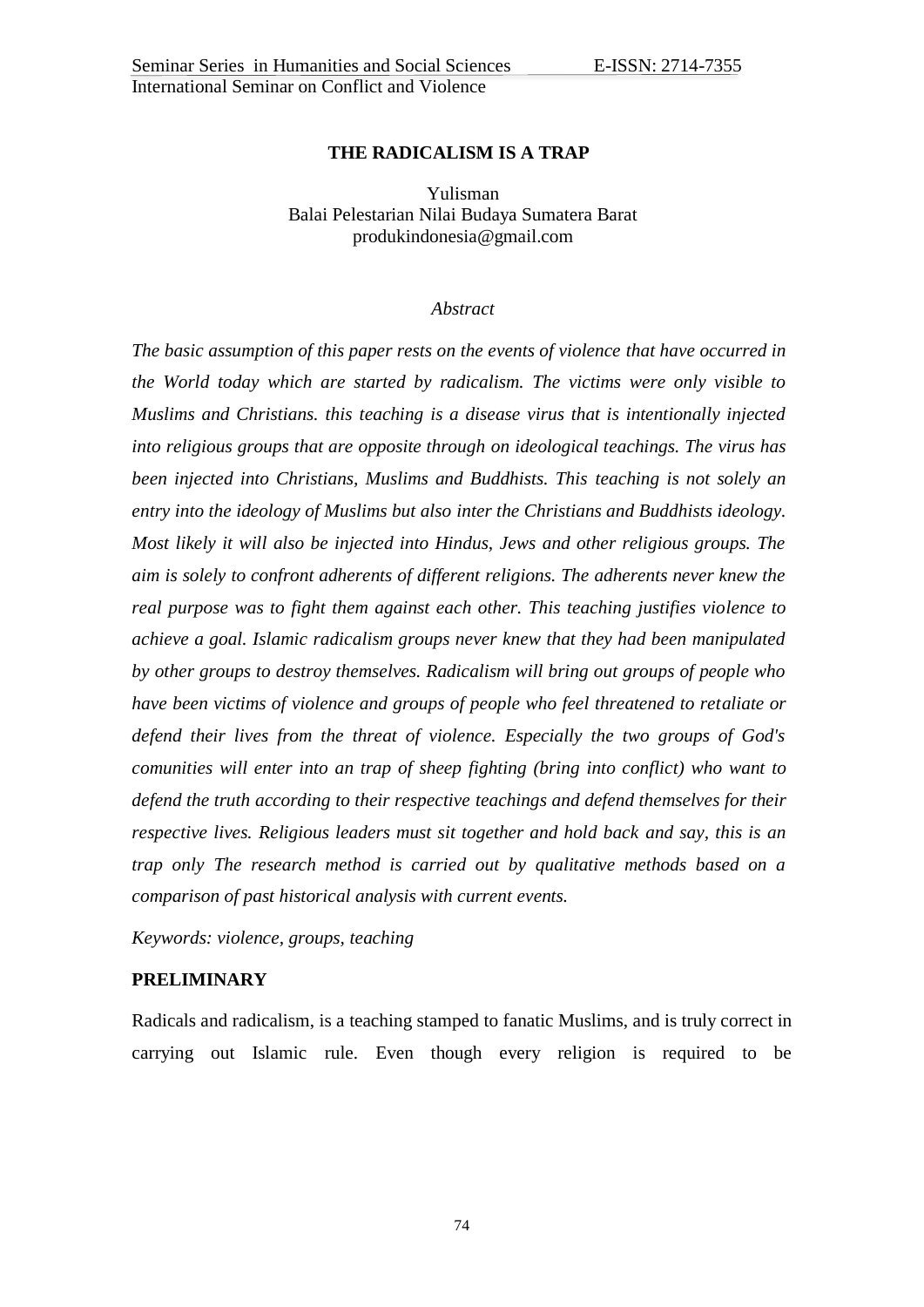# THE RADICALISM IS A TRAP

Yulisman
Balai Pelestarian Nilai Budaya Sumatera Barat
produkindonesia@gmail.com

*Abstract*

*The basic assumption of this paper rests on the events of violence that have occurred in the World today which are started by radicalism. The victims were only visible to Muslims and Christians. this teaching is a disease virus that is intentionally injected into religious groups that are opposite through on ideological teachings. The virus has been injected into Christians, Muslims and Buddhists. This teaching is not solely an entry into the ideology of Muslims but also inter the Christians and Buddhists ideology. Most likely it will also be injected into Hindus, Jews and other religious groups. The aim is solely to confront adherents of different religions. The adherents never knew the real purpose was to fight them against each other. This teaching justifies violence to achieve a goal. Islamic radicalism groups never knew that they had been manipulated by other groups to destroy themselves. Radicalism will bring out groups of people who have been victims of violence and groups of people who feel threatened to retaliate or defend their lives from the threat of violence. Especially the two groups of God's comunities will enter into an trap of sheep fighting (bring into conflict) who want to defend the truth according to their respective teachings and defend themselves for their respective lives. Religious leaders must sit together and hold back and say, this is an trap only The research method is carried out by qualitative methods based on a comparison of past historical analysis with current events.*

*Keywords: violence, groups, teaching*

## PRELIMINARY

Radicals and radicalism, is a teaching stamped to fanatic Muslims, and is truly correct in carrying out Islamic rule. Even though every religion is required to be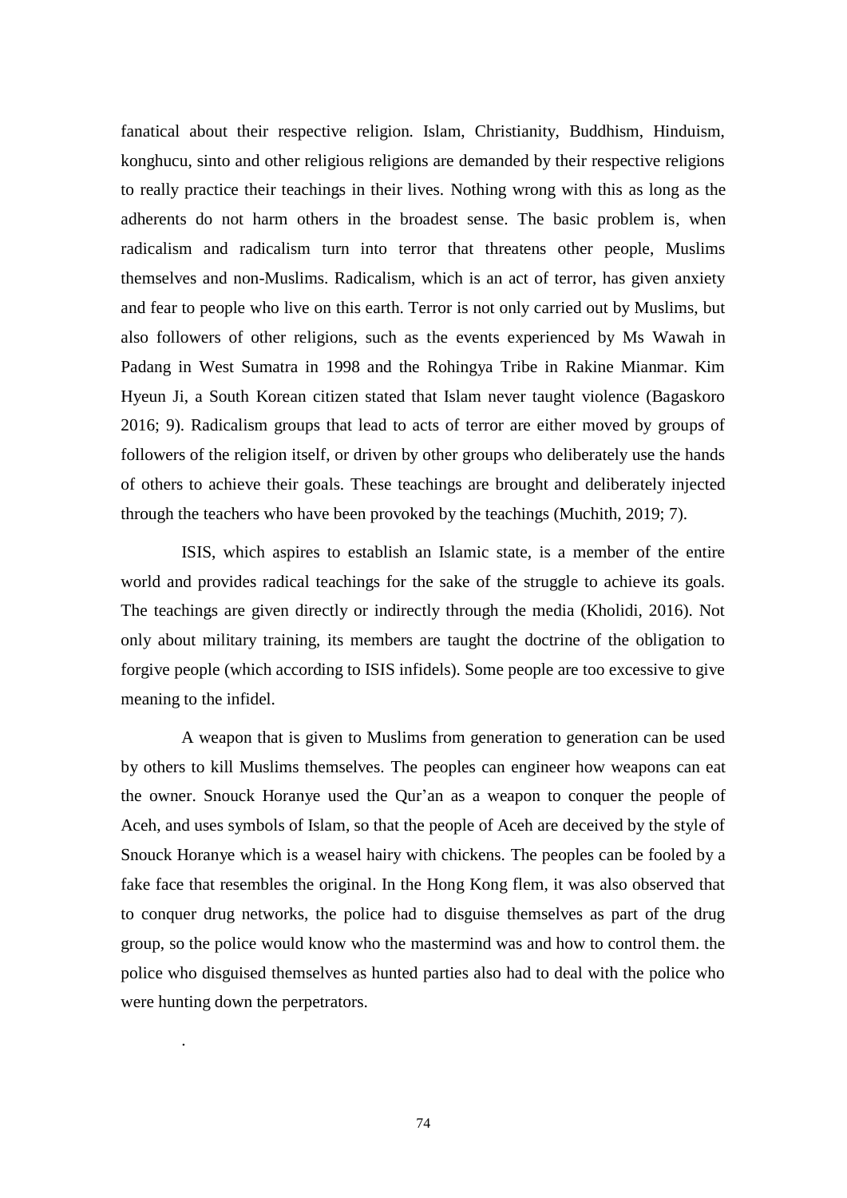fanatical about their respective religion. Islam, Christianity, Buddhism, Hinduism, konghucu, sinto and other religious religions are demanded by their respective religions to really practice their teachings in their lives. Nothing wrong with this as long as the adherents do not harm others in the broadest sense. The basic problem is, when radicalism and radicalism turn into terror that threatens other people, Muslims themselves and non-Muslims. Radicalism, which is an act of terror, has given anxiety and fear to people who live on this earth. Terror is not only carried out by Muslims, but also followers of other religions, such as the events experienced by Ms Wawah in Padang in West Sumatra in 1998 and the Rohingya Tribe in Rakine Mianmar. Kim Hyeun Ji, a South Korean citizen stated that Islam never taught violence (Bagaskoro 2016; 9). Radicalism groups that lead to acts of terror are either moved by groups of followers of the religion itself, or driven by other groups who deliberately use the hands of others to achieve their goals. These teachings are brought and deliberately injected through the teachers who have been provoked by the teachings (Muchith, 2019; 7).

ISIS, which aspires to establish an Islamic state, is a member of the entire world and provides radical teachings for the sake of the struggle to achieve its goals. The teachings are given directly or indirectly through the media (Kholidi, 2016). Not only about military training, its members are taught the doctrine of the obligation to forgive people (which according to ISIS infidels). Some people are too excessive to give meaning to the infidel.

A weapon that is given to Muslims from generation to generation can be used by others to kill Muslims themselves. The peoples can engineer how weapons can eat the owner. Snouck Horanye used the Qur'an as a weapon to conquer the people of Aceh, and uses symbols of Islam, so that the people of Aceh are deceived by the style of Snouck Horanye which is a weasel hairy with chickens. The peoples can be fooled by a fake face that resembles the original. In the Hong Kong flem, it was also observed that to conquer drug networks, the police had to disguise themselves as part of the drug group, so the police would know who the mastermind was and how to control them. the police who disguised themselves as hunted parties also had to deal with the police who were hunting down the perpetrators.

.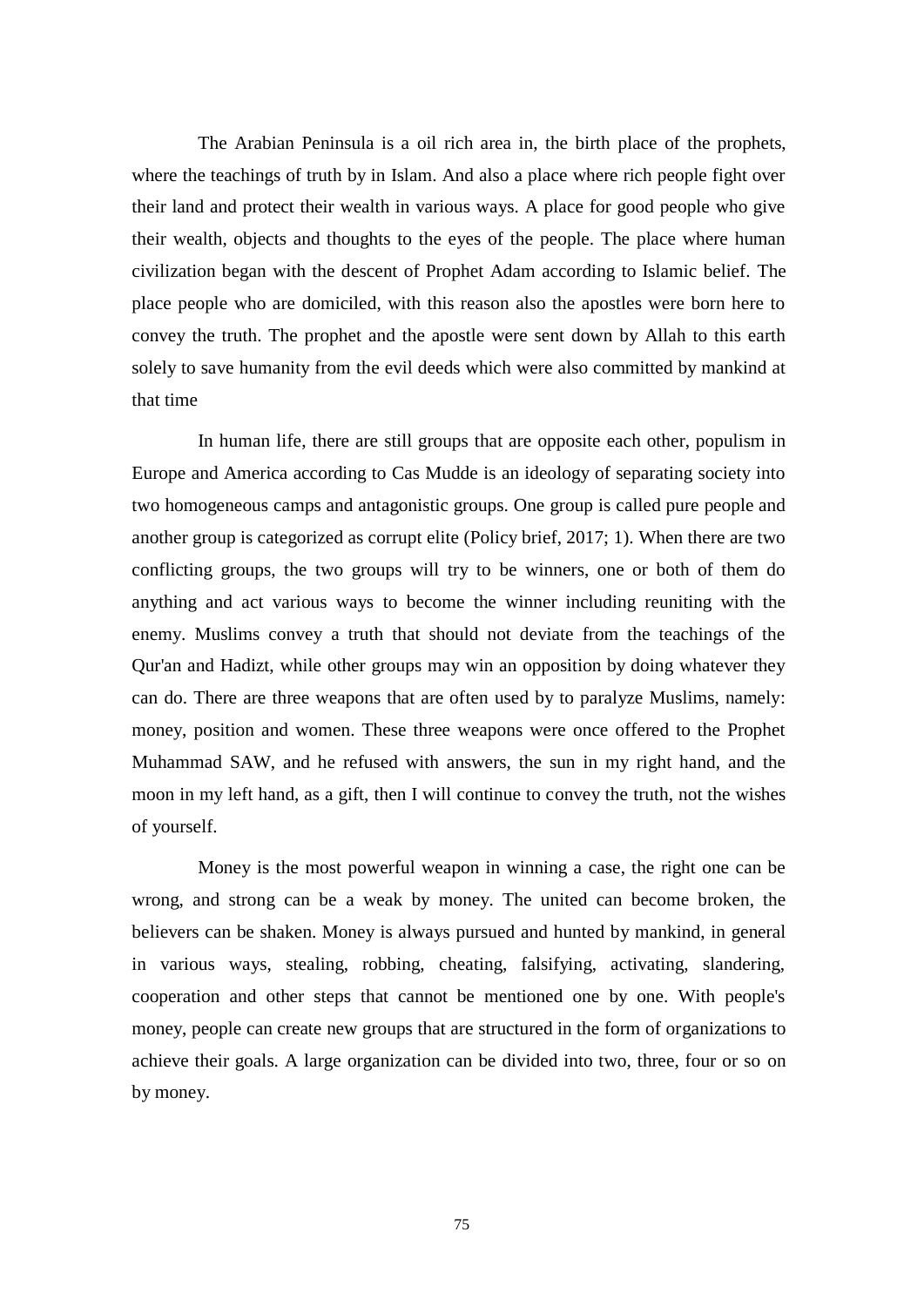The Arabian Peninsula is a oil rich area in, the birth place of the prophets, where the teachings of truth by in Islam. And also a place where rich people fight over their land and protect their wealth in various ways. A place for good people who give their wealth, objects and thoughts to the eyes of the people. The place where human civilization began with the descent of Prophet Adam according to Islamic belief. The place people who are domiciled, with this reason also the apostles were born here to convey the truth. The prophet and the apostle were sent down by Allah to this earth solely to save humanity from the evil deeds which were also committed by mankind at that time

In human life, there are still groups that are opposite each other, populism in Europe and America according to Cas Mudde is an ideology of separating society into two homogeneous camps and antagonistic groups. One group is called pure people and another group is categorized as corrupt elite (Policy brief, 2017; 1). When there are two conflicting groups, the two groups will try to be winners, one or both of them do anything and act various ways to become the winner including reuniting with the enemy. Muslims convey a truth that should not deviate from the teachings of the Qur'an and Hadizt, while other groups may win an opposition by doing whatever they can do. There are three weapons that are often used by to paralyze Muslims, namely: money, position and women. These three weapons were once offered to the Prophet Muhammad SAW, and he refused with answers, the sun in my right hand, and the moon in my left hand, as a gift, then I will continue to convey the truth, not the wishes of yourself.

Money is the most powerful weapon in winning a case, the right one can be wrong, and strong can be a weak by money. The united can become broken, the believers can be shaken. Money is always pursued and hunted by mankind, in general in various ways, stealing, robbing, cheating, falsifying, activating, slandering, cooperation and other steps that cannot be mentioned one by one. With people's money, people can create new groups that are structured in the form of organizations to achieve their goals. A large organization can be divided into two, three, four or so on by money.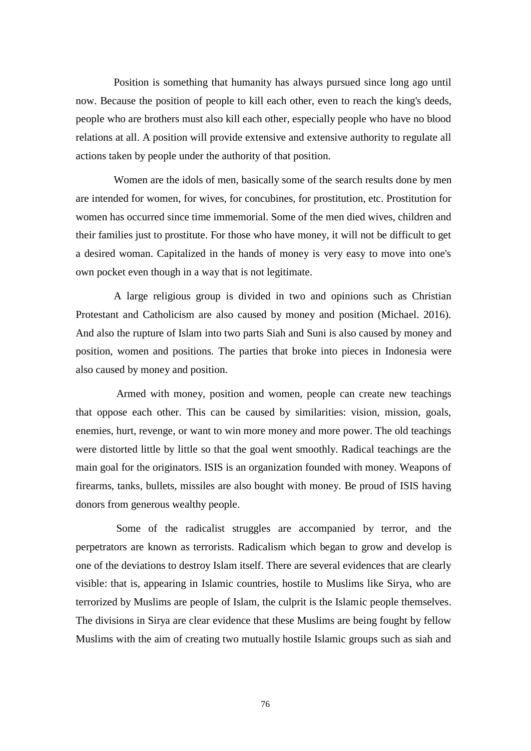Position is something that humanity has always pursued since long ago until now. Because the position of people to kill each other, even to reach the king's deeds, people who are brothers must also kill each other, especially people who have no blood relations at all. A position will provide extensive and extensive authority to regulate all actions taken by people under the authority of that position.

Women are the idols of men, basically some of the search results done by men are intended for women, for wives, for concubines, for prostitution, etc. Prostitution for women has occurred since time immemorial. Some of the men died wives, children and their families just to prostitute. For those who have money, it will not be difficult to get a desired woman. Capitalized in the hands of money is very easy to move into one's own pocket even though in a way that is not legitimate.

A large religious group is divided in two and opinions such as Christian Protestant and Catholicism are also caused by money and position (Michael. 2016). And also the rupture of Islam into two parts Siah and Suni is also caused by money and position, women and positions. The parties that broke into pieces in Indonesia were also caused by money and position.

Armed with money, position and women, people can create new teachings that oppose each other. This can be caused by similarities: vision, mission, goals, enemies, hurt, revenge, or want to win more money and more power. The old teachings were distorted little by little so that the goal went smoothly. Radical teachings are the main goal for the originators. ISIS is an organization founded with money. Weapons of firearms, tanks, bullets, missiles are also bought with money. Be proud of ISIS having donors from generous wealthy people.

Some of the radicalist struggles are accompanied by terror, and the perpetrators are known as terrorists. Radicalism which began to grow and develop is one of the deviations to destroy Islam itself. There are several evidences that are clearly visible: that is, appearing in Islamic countries, hostile to Muslims like Sirya, who are terrorized by Muslims are people of Islam, the culprit is the Islamic people themselves. The divisions in Sirya are clear evidence that these Muslims are being fought by fellow Muslims with the aim of creating two mutually hostile Islamic groups such as siah and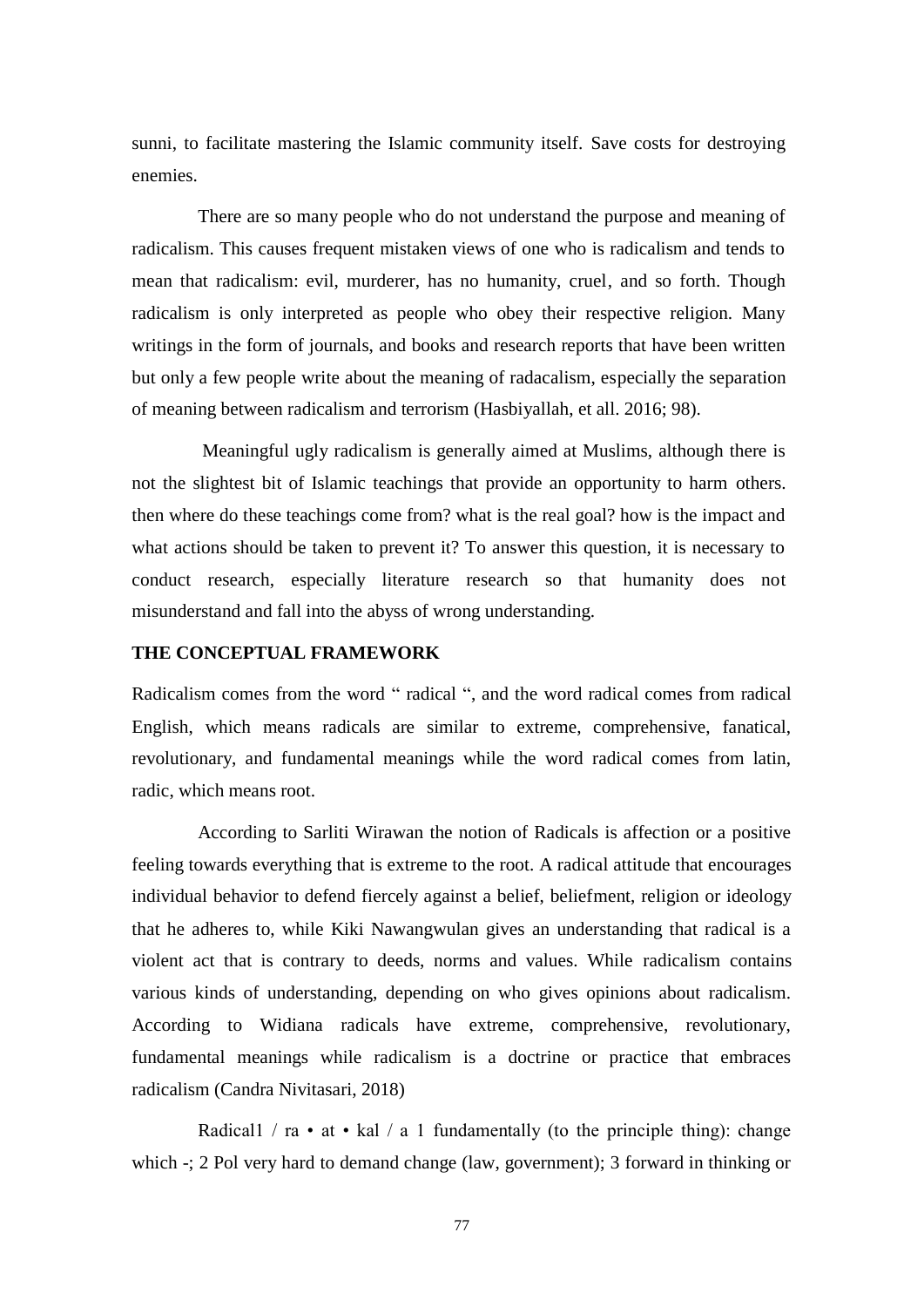sunni, to facilitate mastering the Islamic community itself. Save costs for destroying enemies.

There are so many people who do not understand the purpose and meaning of radicalism. This causes frequent mistaken views of one who is radicalism and tends to mean that radicalism: evil, murderer, has no humanity, cruel, and so forth. Though radicalism is only interpreted as people who obey their respective religion. Many writings in the form of journals, and books and research reports that have been written but only a few people write about the meaning of radacalism, especially the separation of meaning between radicalism and terrorism (Hasbiyallah, et all. 2016; 98).

Meaningful ugly radicalism is generally aimed at Muslims, although there is not the slightest bit of Islamic teachings that provide an opportunity to harm others. then where do these teachings come from? what is the real goal? how is the impact and what actions should be taken to prevent it? To answer this question, it is necessary to conduct research, especially literature research so that humanity does not misunderstand and fall into the abyss of wrong understanding.

## THE CONCEPTUAL FRAMEWORK

Radicalism comes from the word " radical ", and the word radical comes from radical English, which means radicals are similar to extreme, comprehensive, fanatical, revolutionary, and fundamental meanings while the word radical comes from latin, radic, which means root.

According to Sarliti Wirawan the notion of Radicals is affection or a positive feeling towards everything that is extreme to the root. A radical attitude that encourages individual behavior to defend fiercely against a belief, beliefment, religion or ideology that he adheres to, while Kiki Nawangwulan gives an understanding that radical is a violent act that is contrary to deeds, norms and values. While radicalism contains various kinds of understanding, depending on who gives opinions about radicalism. According to Widiana radicals have extreme, comprehensive, revolutionary, fundamental meanings while radicalism is a doctrine or practice that embraces radicalism (Candra Nivitasari, 2018)

Radical1 / ra • at • kal / a 1 fundamentally (to the principle thing): change which -; 2 Pol very hard to demand change (law, government); 3 forward in thinking or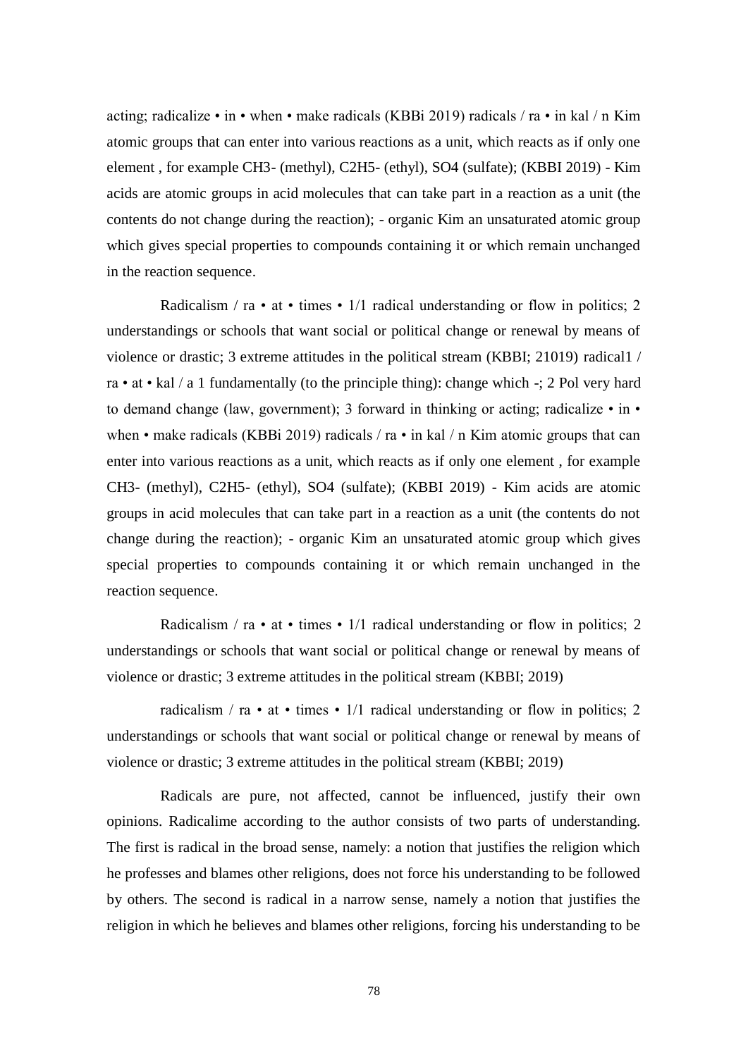acting; radicalize • in • when • make radicals (KBBi 2019) radicals / ra • in kal / n Kim atomic groups that can enter into various reactions as a unit, which reacts as if only one element , for example $CH_3$- (methyl), $C_2H_5$- (ethyl), $SO_4$ (sulfate); (KBBI 2019) - Kim acids are atomic groups in acid molecules that can take part in a reaction as a unit (the contents do not change during the reaction); - organic Kim an unsaturated atomic group which gives special properties to compounds containing it or which remain unchanged in the reaction sequence.

Radicalism / ra • at • times • 1/1 radical understanding or flow in politics; 2 understandings or schools that want social or political change or renewal by means of violence or drastic; 3 extreme attitudes in the political stream (KBBI; 21019) radical1 / ra • at • kal / a 1 fundamentally (to the principle thing): change which -; 2 Pol very hard to demand change (law, government); 3 forward in thinking or acting; radicalize • in • when • make radicals (KBBi 2019) radicals / ra • in kal / n Kim atomic groups that can enter into various reactions as a unit, which reacts as if only one element , for example $CH_3$- (methyl), $C_2H_5$- (ethyl), $SO_4$ (sulfate); (KBBI 2019) - Kim acids are atomic groups in acid molecules that can take part in a reaction as a unit (the contents do not change during the reaction); - organic Kim an unsaturated atomic group which gives special properties to compounds containing it or which remain unchanged in the reaction sequence.

Radicalism / ra • at • times • 1/1 radical understanding or flow in politics; 2 understandings or schools that want social or political change or renewal by means of violence or drastic; 3 extreme attitudes in the political stream (KBBI; 2019)

radicalism / ra • at • times • 1/1 radical understanding or flow in politics; 2 understandings or schools that want social or political change or renewal by means of violence or drastic; 3 extreme attitudes in the political stream (KBBI; 2019)

Radicals are pure, not affected, cannot be influenced, justify their own opinions. Radicalime according to the author consists of two parts of understanding. The first is radical in the broad sense, namely: a notion that justifies the religion which he professes and blames other religions, does not force his understanding to be followed by others. The second is radical in a narrow sense, namely a notion that justifies the religion in which he believes and blames other religions, forcing his understanding to be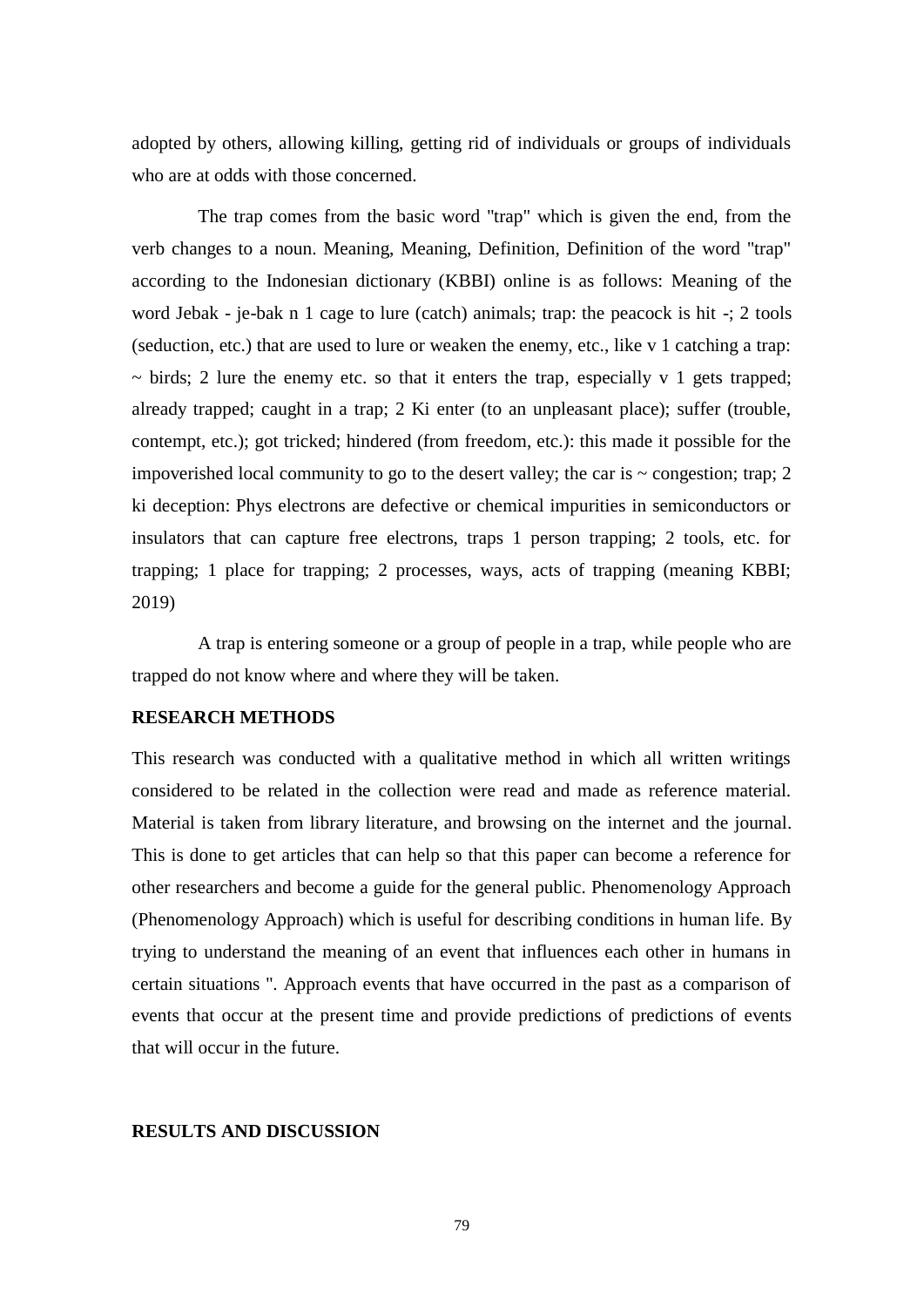adopted by others, allowing killing, getting rid of individuals or groups of individuals who are at odds with those concerned.

The trap comes from the basic word "trap" which is given the end, from the verb changes to a noun. Meaning, Meaning, Definition, Definition of the word "trap" according to the Indonesian dictionary (KBBI) online is as follows: Meaning of the word Jebak - je-bak n 1 cage to lure (catch) animals; trap: the peacock is hit -; 2 tools (seduction, etc.) that are used to lure or weaken the enemy, etc., like v 1 catching a trap: ~ birds; 2 lure the enemy etc. so that it enters the trap, especially v 1 gets trapped; already trapped; caught in a trap; 2 Ki enter (to an unpleasant place); suffer (trouble, contempt, etc.); got tricked; hindered (from freedom, etc.): this made it possible for the impoverished local community to go to the desert valley; the car is ~ congestion; trap; 2 ki deception: Phys electrons are defective or chemical impurities in semiconductors or insulators that can capture free electrons, traps 1 person trapping; 2 tools, etc. for trapping; 1 place for trapping; 2 processes, ways, acts of trapping (meaning KBBI; 2019)

A trap is entering someone or a group of people in a trap, while people who are trapped do not know where and where they will be taken.

## RESEARCH METHODS

This research was conducted with a qualitative method in which all written writings considered to be related in the collection were read and made as reference material. Material is taken from library literature, and browsing on the internet and the journal. This is done to get articles that can help so that this paper can become a reference for other researchers and become a guide for the general public. Phenomenology Approach (Phenomenology Approach) which is useful for describing conditions in human life. By trying to understand the meaning of an event that influences each other in humans in certain situations ". Approach events that have occurred in the past as a comparison of events that occur at the present time and provide predictions of predictions of events that will occur in the future.

## RESULTS AND DISCUSSION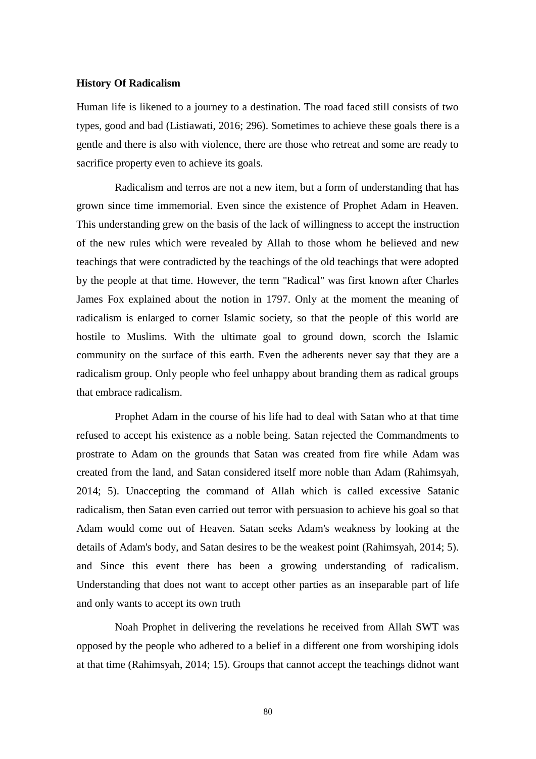**History Of Radicalism**

Human life is likened to a journey to a destination. The road faced still consists of two types, good and bad (Listiawati, 2016; 296). Sometimes to achieve these goals there is a gentle and there is also with violence, there are those who retreat and some are ready to sacrifice property even to achieve its goals.

Radicalism and terros are not a new item, but a form of understanding that has grown since time immemorial. Even since the existence of Prophet Adam in Heaven. This understanding grew on the basis of the lack of willingness to accept the instruction of the new rules which were revealed by Allah to those whom he believed and new teachings that were contradicted by the teachings of the old teachings that were adopted by the people at that time. However, the term "Radical" was first known after Charles James Fox explained about the notion in 1797. Only at the moment the meaning of radicalism is enlarged to corner Islamic society, so that the people of this world are hostile to Muslims. With the ultimate goal to ground down, scorch the Islamic community on the surface of this earth. Even the adherents never say that they are a radicalism group. Only people who feel unhappy about branding them as radical groups that embrace radicalism.

Prophet Adam in the course of his life had to deal with Satan who at that time refused to accept his existence as a noble being. Satan rejected the Commandments to prostrate to Adam on the grounds that Satan was created from fire while Adam was created from the land, and Satan considered itself more noble than Adam (Rahimsyah, 2014; 5). Unaccepting the command of Allah which is called excessive Satanic radicalism, then Satan even carried out terror with persuasion to achieve his goal so that Adam would come out of Heaven. Satan seeks Adam's weakness by looking at the details of Adam's body, and Satan desires to be the weakest point (Rahimsyah, 2014; 5). and Since this event there has been a growing understanding of radicalism. Understanding that does not want to accept other parties as an inseparable part of life and only wants to accept its own truth

Noah Prophet in delivering the revelations he received from Allah SWT was opposed by the people who adhered to a belief in a different one from worshiping idols at that time (Rahimsyah, 2014; 15). Groups that cannot accept the teachings didnot want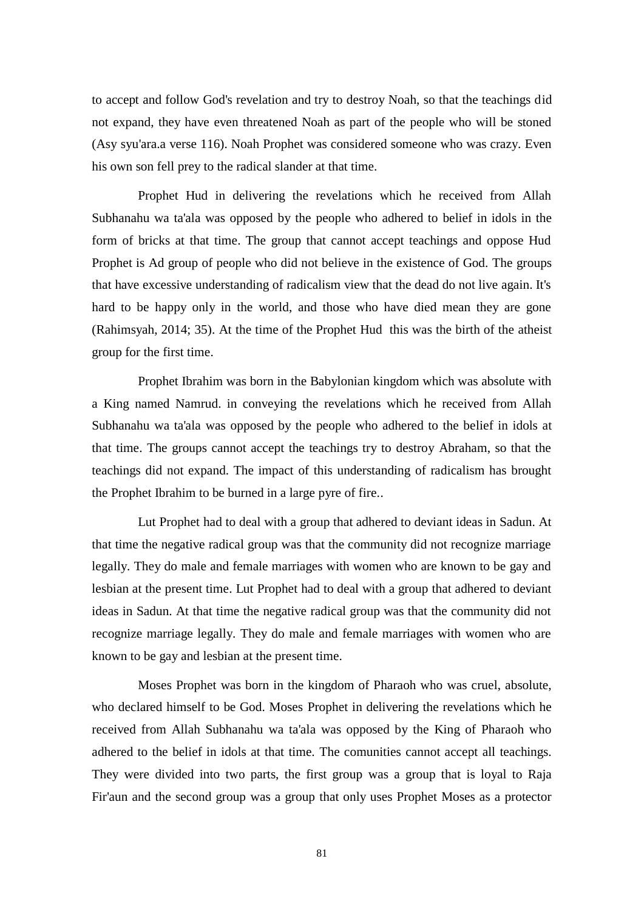to accept and follow God's revelation and try to destroy Noah, so that the teachings did not expand, they have even threatened Noah as part of the people who will be stoned (Asy syu'ara.a verse 116). Noah Prophet was considered someone who was crazy. Even his own son fell prey to the radical slander at that time.

Prophet Hud in delivering the revelations which he received from Allah Subhanahu wa ta'ala was opposed by the people who adhered to belief in idols in the form of bricks at that time. The group that cannot accept teachings and oppose Hud Prophet is Ad group of people who did not believe in the existence of God. The groups that have excessive understanding of radicalism view that the dead do not live again. It's hard to be happy only in the world, and those who have died mean they are gone (Rahimsyah, 2014; 35). At the time of the Prophet Hud this was the birth of the atheist group for the first time.

Prophet Ibrahim was born in the Babylonian kingdom which was absolute with a King named Namrud. in conveying the revelations which he received from Allah Subhanahu wa ta'ala was opposed by the people who adhered to the belief in idols at that time. The groups cannot accept the teachings try to destroy Abraham, so that the teachings did not expand. The impact of this understanding of radicalism has brought the Prophet Ibrahim to be burned in a large pyre of fire..

Lut Prophet had to deal with a group that adhered to deviant ideas in Sadun. At that time the negative radical group was that the community did not recognize marriage legally. They do male and female marriages with women who are known to be gay and lesbian at the present time. Lut Prophet had to deal with a group that adhered to deviant ideas in Sadun. At that time the negative radical group was that the community did not recognize marriage legally. They do male and female marriages with women who are known to be gay and lesbian at the present time.

Moses Prophet was born in the kingdom of Pharaoh who was cruel, absolute, who declared himself to be God. Moses Prophet in delivering the revelations which he received from Allah Subhanahu wa ta'ala was opposed by the King of Pharaoh who adhered to the belief in idols at that time. The comunities cannot accept all teachings. They were divided into two parts, the first group was a group that is loyal to Raja Fir'aun and the second group was a group that only uses Prophet Moses as a protector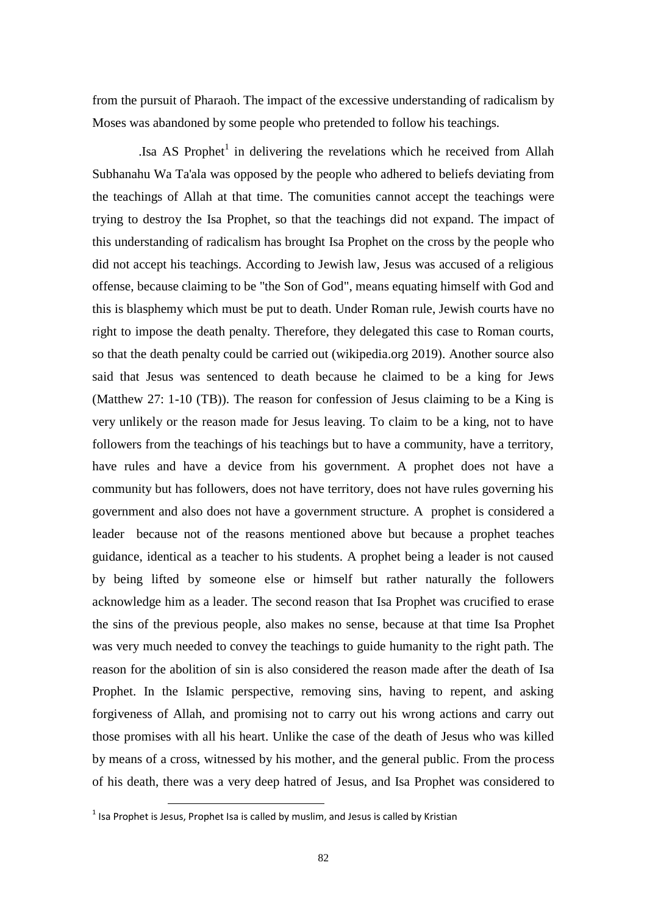from the pursuit of Pharaoh. The impact of the excessive understanding of radicalism by Moses was abandoned by some people who pretended to follow his teachings.

.Isa AS Prophet[1] in delivering the revelations which he received from Allah Subhanahu Wa Ta'ala was opposed by the people who adhered to beliefs deviating from the teachings of Allah at that time. The comunities cannot accept the teachings were trying to destroy the Isa Prophet, so that the teachings did not expand. The impact of this understanding of radicalism has brought Isa Prophet on the cross by the people who did not accept his teachings. According to Jewish law, Jesus was accused of a religious offense, because claiming to be "the Son of God", means equating himself with God and this is blasphemy which must be put to death. Under Roman rule, Jewish courts have no right to impose the death penalty. Therefore, they delegated this case to Roman courts, so that the death penalty could be carried out (wikipedia.org 2019). Another source also said that Jesus was sentenced to death because he claimed to be a king for Jews (Matthew 27: 1-10 (TB)). The reason for confession of Jesus claiming to be a King is very unlikely or the reason made for Jesus leaving. To claim to be a king, not to have followers from the teachings of his teachings but to have a community, have a territory, have rules and have a device from his government. A prophet does not have a community but has followers, does not have territory, does not have rules governing his government and also does not have a government structure. A prophet is considered a leader because not of the reasons mentioned above but because a prophet teaches guidance, identical as a teacher to his students. A prophet being a leader is not caused by being lifted by someone else or himself but rather naturally the followers acknowledge him as a leader. The second reason that Isa Prophet was crucified to erase the sins of the previous people, also makes no sense, because at that time Isa Prophet was very much needed to convey the teachings to guide humanity to the right path. The reason for the abolition of sin is also considered the reason made after the death of Isa Prophet. In the Islamic perspective, removing sins, having to repent, and asking forgiveness of Allah, and promising not to carry out his wrong actions and carry out those promises with all his heart. Unlike the case of the death of Jesus who was killed by means of a cross, witnessed by his mother, and the general public. From the process of his death, there was a very deep hatred of Jesus, and Isa Prophet was considered to

[1] Isa Prophet is Jesus, Prophet Isa is called by muslim, and Jesus is called by Kristian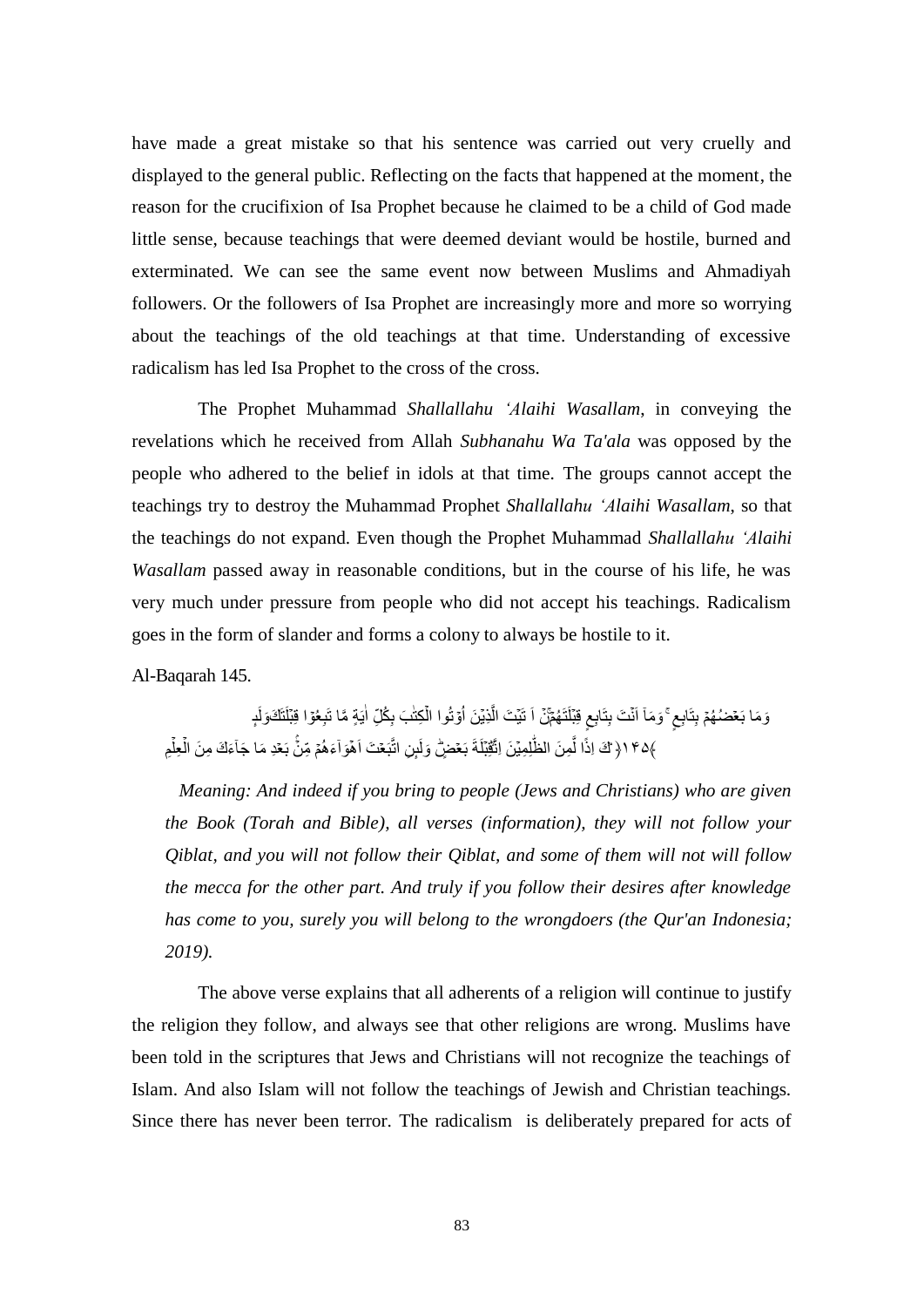have made a great mistake so that his sentence was carried out very cruelly and displayed to the general public. Reflecting on the facts that happened at the moment, the reason for the crucifixion of Isa Prophet because he claimed to be a child of God made little sense, because teachings that were deemed deviant would be hostile, burned and exterminated. We can see the same event now between Muslims and Ahmadiyah followers. Or the followers of Isa Prophet are increasingly more and more so worrying about the teachings of the old teachings at that time. Understanding of excessive radicalism has led Isa Prophet to the cross of the cross.

The Prophet Muhammad *Shallallahu 'Alaihi Wasallam,* in conveying the revelations which he received from Allah *Subhanahu Wa Ta'ala* was opposed by the people who adhered to the belief in idols at that time. The groups cannot accept the teachings try to destroy the Muhammad Prophet *Shallallahu 'Alaihi Wasallam*, so that the teachings do not expand. Even though the Prophet Muhammad *Shallallahu 'Alaihi Wasallam* passed away in reasonable conditions, but in the course of his life, he was very much under pressure from people who did not accept his teachings. Radicalism goes in the form of slander and forms a colony to always be hostile to it.

Al-Baqarah 145.

وَلَىِٕنْ اَتَيْتَ الَّذِيْنَ اُوْتُوا الْكِتٰبَ بِكُلِّ اٰيَةٍ مَّا تَبِعُوْا قِبْلَتَكَ ۚ وَمَآ اَنْتَ بِتَابِعٍ قِبْلَتَهُمْ ۚ وَمَا بَعْضُهُمْ بِتَابِعٍ قِبْلَةَ بَعْضٍ ۗ وَلَىِٕنِ اتَّبَعْتَ اَهْوَاۤءَهُمْ مِّنْۢ بَعْدِ مَا جَاۤءَكَ مِنَ الْعِلْمِ ۙ اِنَّكَ اِذًا لَّمِنَ الظّٰلِمِيْنَ ﴿١٤٥﴾

*Meaning: And indeed if you bring to people (Jews and Christians) who are given the Book (Torah and Bible), all verses (information), they will not follow your Qiblat, and you will not follow their Qiblat, and some of them will not will follow the mecca for the other part. And truly if you follow their desires after knowledge has come to you, surely you will belong to the wrongdoers (the Qur'an Indonesia; 2019).*

The above verse explains that all adherents of a religion will continue to justify the religion they follow, and always see that other religions are wrong. Muslims have been told in the scriptures that Jews and Christians will not recognize the teachings of Islam. And also Islam will not follow the teachings of Jewish and Christian teachings. Since there has never been terror. The radicalism is deliberately prepared for acts of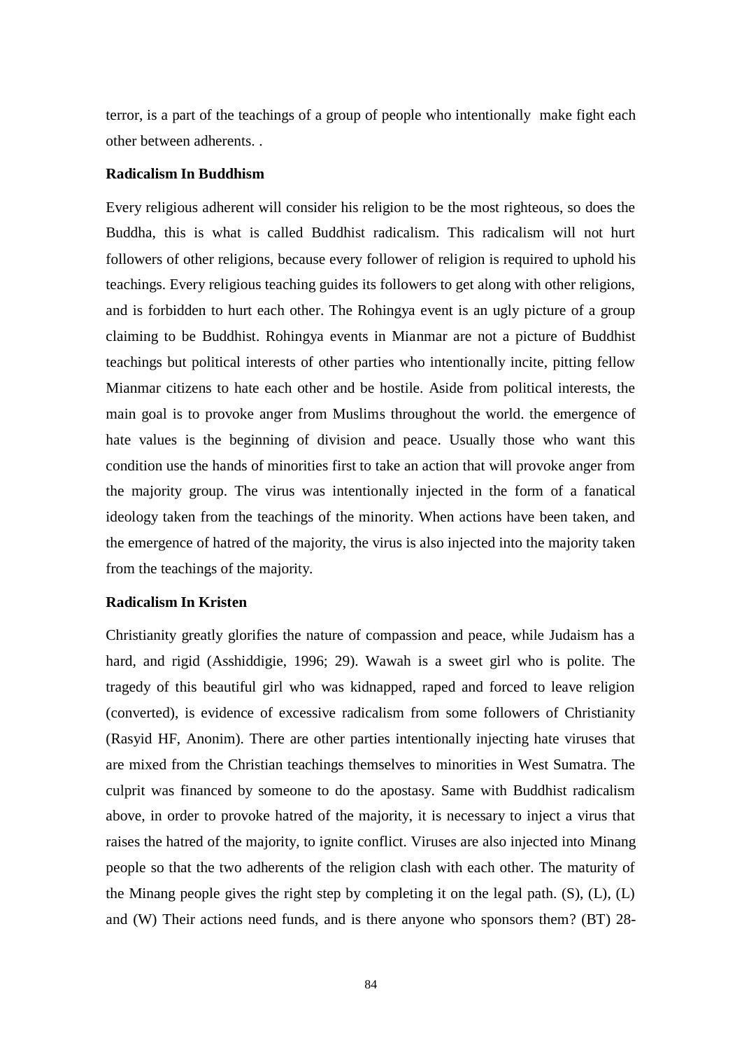terror, is a part of the teachings of a group of people who intentionally make fight each other between adherents. .

**Radicalism In Buddhism**

Every religious adherent will consider his religion to be the most righteous, so does the Buddha, this is what is called Buddhist radicalism. This radicalism will not hurt followers of other religions, because every follower of religion is required to uphold his teachings. Every religious teaching guides its followers to get along with other religions, and is forbidden to hurt each other. The Rohingya event is an ugly picture of a group claiming to be Buddhist. Rohingya events in Mianmar are not a picture of Buddhist teachings but political interests of other parties who intentionally incite, pitting fellow Mianmar citizens to hate each other and be hostile. Aside from political interests, the main goal is to provoke anger from Muslims throughout the world. the emergence of hate values is the beginning of division and peace. Usually those who want this condition use the hands of minorities first to take an action that will provoke anger from the majority group. The virus was intentionally injected in the form of a fanatical ideology taken from the teachings of the minority. When actions have been taken, and the emergence of hatred of the majority, the virus is also injected into the majority taken from the teachings of the majority.

**Radicalism In Kristen**

Christianity greatly glorifies the nature of compassion and peace, while Judaism has a hard, and rigid (Asshiddigie, 1996; 29). Wawah is a sweet girl who is polite. The tragedy of this beautiful girl who was kidnapped, raped and forced to leave religion (converted), is evidence of excessive radicalism from some followers of Christianity (Rasyid HF, Anonim). There are other parties intentionally injecting hate viruses that are mixed from the Christian teachings themselves to minorities in West Sumatra. The culprit was financed by someone to do the apostasy. Same with Buddhist radicalism above, in order to provoke hatred of the majority, it is necessary to inject a virus that raises the hatred of the majority, to ignite conflict. Viruses are also injected into Minang people so that the two adherents of the religion clash with each other. The maturity of the Minang people gives the right step by completing it on the legal path. (S), (L), (L) and (W) Their actions need funds, and is there anyone who sponsors them? (BT) 28-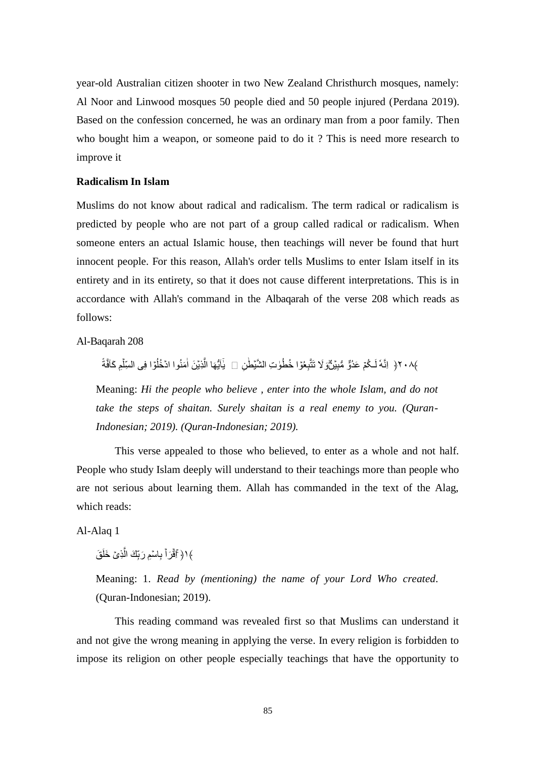year-old Australian citizen shooter in two New Zealand Christhurch mosques, namely: Al Noor and Linwood mosques 50 people died and 50 people injured (Perdana 2019). Based on the confession concerned, he was an ordinary man from a poor family. Then who bought him a weapon, or someone paid to do it ? This is need more research to improve it

**Radicalism In Islam**

Muslims do not know about radical and radicalism. The term radical or radicalism is predicted by people who are not part of a group called radical or radicalism. When someone enters an actual Islamic house, then teachings will never be found that hurt innocent people. For this reason, Allah's order tells Muslims to enter Islam itself in its entirety and in its entirety, so that it does not cause different interpretations. This is in accordance with Allah's command in the Albaqarah of the verse 208 which reads as follows:

Al-Baqarah 208

يٰٓاَيُّهَا الَّذِيْنَ اٰمَنُوا ادْخُلُوْا فِى السِّلْمِ كَاۤفَّةً ۖ وَّلَا تَتَّبِعُوْا خُطُوٰتِ الشَّيْطٰنِ ۗ اِنَّهٗ لَـكُمْ عَدُوٌّ مُّبِيْنٌ ﴿٢٠٨﴾

Meaning: *Hi the people who believe , enter into the whole Islam, and do not take the steps of shaitan. Surely shaitan is a real enemy to you. (Quran-Indonesian; 2019). (Quran-Indonesian; 2019).*

This verse appealed to those who believed, to enter as a whole and not half. People who study Islam deeply will understand to their teachings more than people who are not serious about learning them. Allah has commanded in the text of the Alag, which reads:

Al-Alaq 1

اِقْرَاْ بِاسْمِ رَبِّكَ الَّذِيْ خَلَقَ ﴿١﴾

Meaning: 1. *Read by (mentioning) the name of your Lord Who created*. (Quran-Indonesian; 2019).

This reading command was revealed first so that Muslims can understand it and not give the wrong meaning in applying the verse. In every religion is forbidden to impose its religion on other people especially teachings that have the opportunity to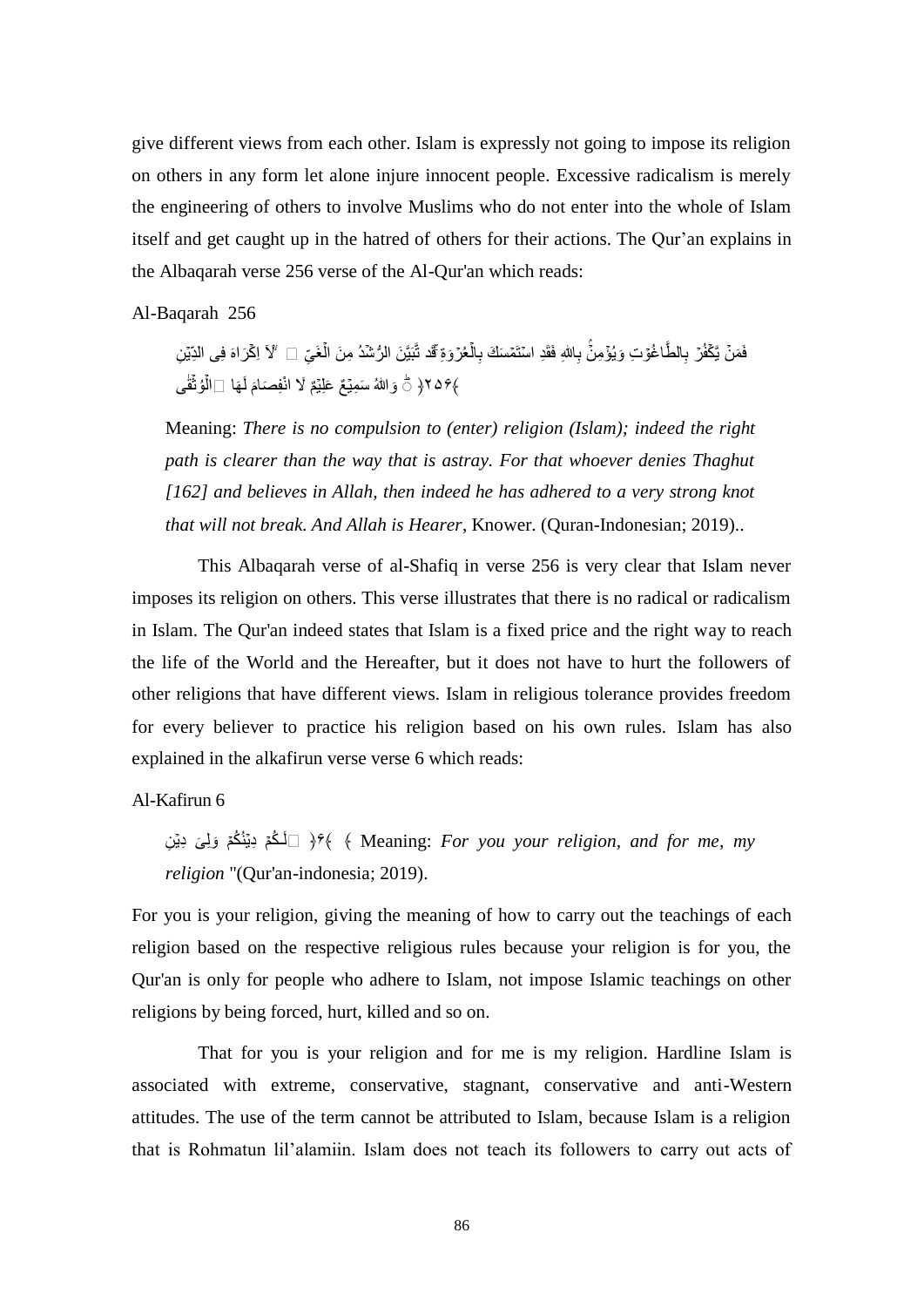give different views from each other. Islam is expressly not going to impose its religion on others in any form let alone injure innocent people. Excessive radicalism is merely the engineering of others to involve Muslims who do not enter into the whole of Islam itself and get caught up in the hatred of others for their actions. The Qur'an explains in the Albaqarah verse 256 verse of the Al-Qur'an which reads:

Al-Baqarah 256

> لَآ اِكْرَاهَ فِى الدِّيْنِۗ قَدْ تَّبَيَّنَ الرُّشْدُ مِنَ الْغَيِّ ۚ فَمَنْ يَّكْفُرْ بِالطَّاغُوْتِ وَيُؤْمِنْۢ بِاللّٰهِ فَقَدِ اسْتَمْسَكَ بِالْعُرْوَةِ الْوُثْقٰى لَا انْفِصَامَ لَهَا ۗ وَاللّٰهُ سَمِيْعٌ عَلِيْمٌ ﴿٢٥٦﴾
>
> Meaning: *There is no compulsion to (enter) religion (Islam); indeed the right path is clearer than the way that is astray. For that whoever denies Thaghut [162] and believes in Allah, then indeed he has adhered to a very strong knot that will not break. And Allah is Hearer*, Knower. (Quran-Indonesian; 2019)..

This Albaqarah verse of al-Shafiq in verse 256 is very clear that Islam never imposes its religion on others. This verse illustrates that there is no radical or radicalism in Islam. The Qur'an indeed states that Islam is a fixed price and the right way to reach the life of the World and the Hereafter, but it does not have to hurt the followers of other religions that have different views. Islam in religious tolerance provides freedom for every believer to practice his religion based on his own rules. Islam has also explained in the alkafirun verse verse 6 which reads:

Al-Kafirun 6

> لَكُمْ دِيْنُكُمْ وَلِيَ دِيْنِ ﴿٦﴾ Meaning: *For you your religion, and for me, my religion* "(Qur'an-indonesia; 2019).

For you is your religion, giving the meaning of how to carry out the teachings of each religion based on the respective religious rules because your religion is for you, the Qur'an is only for people who adhere to Islam, not impose Islamic teachings on other religions by being forced, hurt, killed and so on.

That for you is your religion and for me is my religion. Hardline Islam is associated with extreme, conservative, stagnant, conservative and anti-Western attitudes. The use of the term cannot be attributed to Islam, because Islam is a religion that is Rohmatun lil'alamiin. Islam does not teach its followers to carry out acts of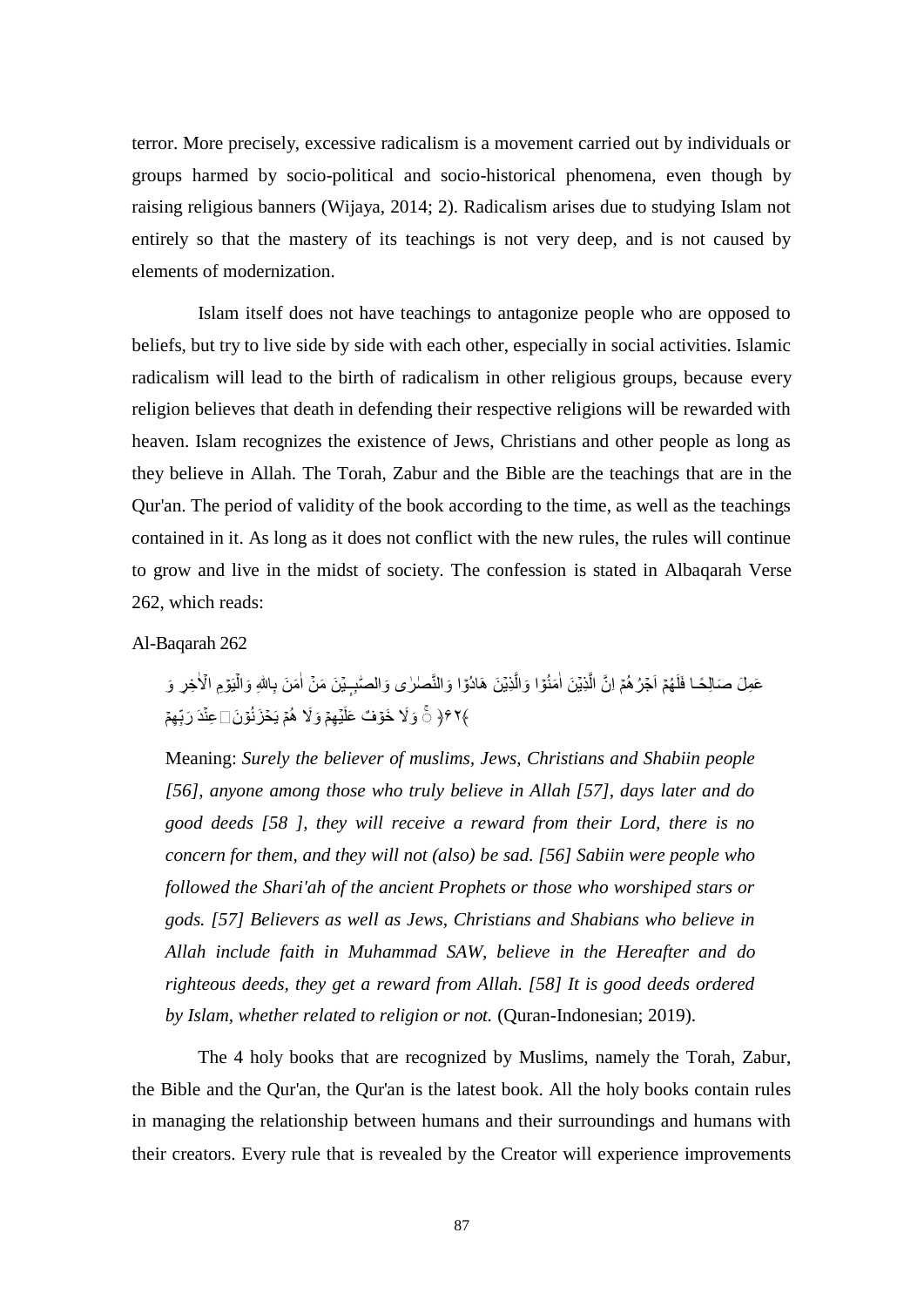terror. More precisely, excessive radicalism is a movement carried out by individuals or groups harmed by socio-political and socio-historical phenomena, even though by raising religious banners (Wijaya, 2014; 2). Radicalism arises due to studying Islam not entirely so that the mastery of its teachings is not very deep, and is not caused by elements of modernization.

Islam itself does not have teachings to antagonize people who are opposed to beliefs, but try to live side by side with each other, especially in social activities. Islamic radicalism will lead to the birth of radicalism in other religious groups, because every religion believes that death in defending their respective religions will be rewarded with heaven. Islam recognizes the existence of Jews, Christians and other people as long as they believe in Allah. The Torah, Zabur and the Bible are the teachings that are in the Qur'an. The period of validity of the book according to the time, as well as the teachings contained in it. As long as it does not conflict with the new rules, the rules will continue to grow and live in the midst of society. The confession is stated in Albaqarah Verse 262, which reads:

Al-Baqarah 262

اِنَّ الَّذِيْنَ اٰمَنُوْا وَالَّذِيْنَ هَادُوْا وَالنَّصٰرٰى وَالصّٰبِـِٕيْنَ مَنْ اٰمَنَ بِاللّٰهِ وَالْيَوْمِ الْاٰخِرِ وَ عَمِلَ صَالِحًا فَلَهُمْ اَجْرُهُمْ عِنْدَ رَبِّهِمْ ۚ وَلَا خَوْفٌ عَلَيْهِمْ وَلَا هُمْ يَحْزَنُوْنَ ﴿٦٢﴾

Meaning: *Surely the believer of muslims, Jews, Christians and Shabiin people [56], anyone among those who truly believe in Allah [57], days later and do good deeds [58 ], they will receive a reward from their Lord, there is no concern for them, and they will not (also) be sad. [56] Sabiin were people who followed the Shari'ah of the ancient Prophets or those who worshiped stars or gods. [57] Believers as well as Jews, Christians and Shabians who believe in Allah include faith in Muhammad SAW, believe in the Hereafter and do righteous deeds, they get a reward from Allah. [58] It is good deeds ordered by Islam, whether related to religion or not.* (Quran-Indonesian; 2019).

The 4 holy books that are recognized by Muslims, namely the Torah, Zabur, the Bible and the Qur'an, the Qur'an is the latest book. All the holy books contain rules in managing the relationship between humans and their surroundings and humans with their creators. Every rule that is revealed by the Creator will experience improvements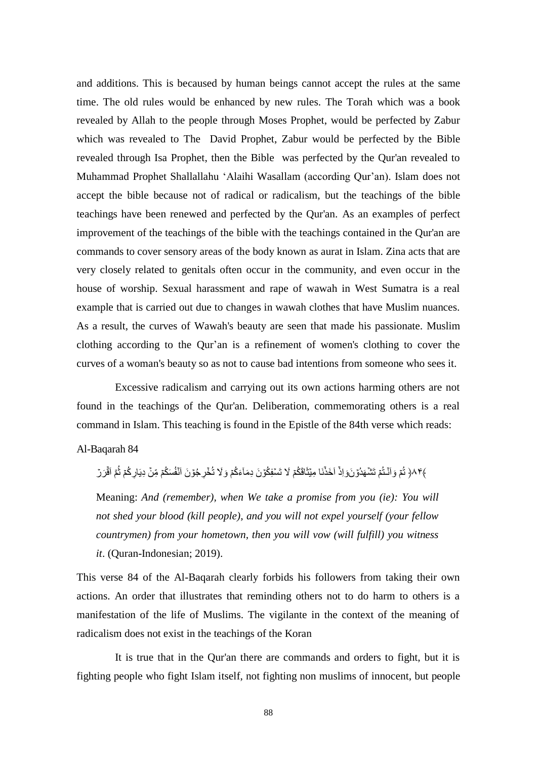and additions. This is becaused by human beings cannot accept the rules at the same time. The old rules would be enhanced by new rules. The Torah which was a book revealed by Allah to the people through Moses Prophet, would be perfected by Zabur which was revealed to The David Prophet, Zabur would be perfected by the Bible revealed through Isa Prophet, then the Bible was perfected by the Qur'an revealed to Muhammad Prophet Shallallahu 'Alaihi Wasallam (according Qur'an). Islam does not accept the bible because not of radical or radicalism, but the teachings of the bible teachings have been renewed and perfected by the Qur'an. As an examples of perfect improvement of the teachings of the bible with the teachings contained in the Qur'an are commands to cover sensory areas of the body known as aurat in Islam. Zina acts that are very closely related to genitals often occur in the community, and even occur in the house of worship. Sexual harassment and rape of wawah in West Sumatra is a real example that is carried out due to changes in wawah clothes that have Muslim nuances. As a result, the curves of Wawah's beauty are seen that made his passionate. Muslim clothing according to the Qur'an is a refinement of women's clothing to cover the curves of a woman's beauty so as not to cause bad intentions from someone who sees it.

Excessive radicalism and carrying out its own actions harming others are not found in the teachings of the Qur'an. Deliberation, commemorating others is a real command in Islam. This teaching is found in the Epistle of the 84th verse which reads:

Al-Baqarah 84

وَاِذۡ اَخَذۡنَا مِيۡثَاقَكُمۡ لَا تَسۡفِكُوۡنَ دِمَآءَكُمۡ وَلَا تُخۡرِجُوۡنَ اَنۡفُسَكُمۡ مِّنۡ دِيَارِكُمۡ ثُمَّ اَقۡرَرۡ تُمۡ وَاَنۡتُمۡ تَشۡهَدُوۡنَ ﴿٨٤﴾

Meaning: *And (remember), when We take a promise from you (ie): You will not shed your blood (kill people), and you will not expel yourself (your fellow countrymen) from your hometown, then you will vow (will fulfill) you witness it*. (Quran-Indonesian; 2019).

This verse 84 of the Al-Baqarah clearly forbids his followers from taking their own actions. An order that illustrates that reminding others not to do harm to others is a manifestation of the life of Muslims. The vigilante in the context of the meaning of radicalism does not exist in the teachings of the Koran

It is true that in the Qur'an there are commands and orders to fight, but it is fighting people who fight Islam itself, not fighting non muslims of innocent, but people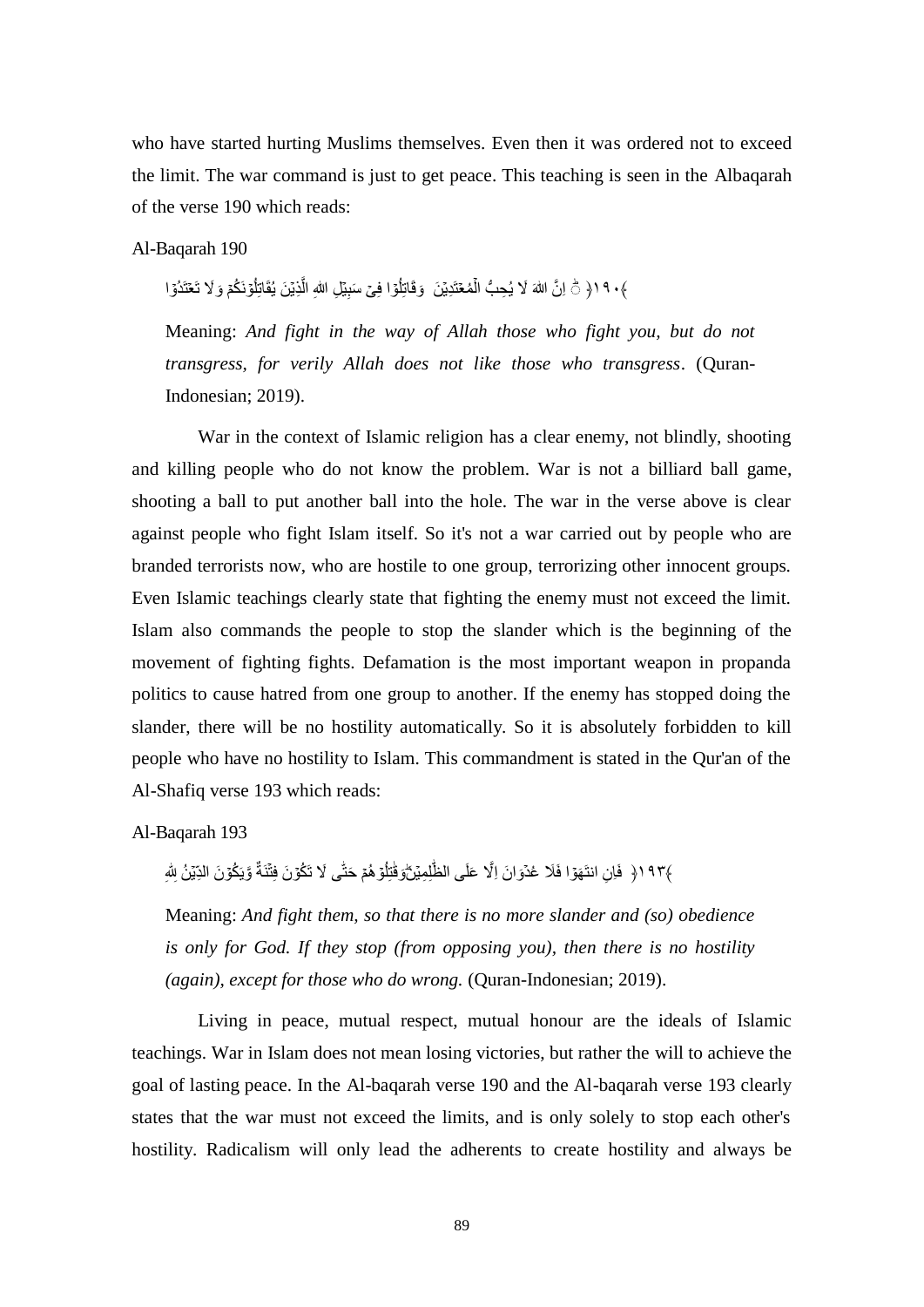who have started hurting Muslims themselves. Even then it was ordered not to exceed the limit. The war command is just to get peace. This teaching is seen in the Albaqarah of the verse 190 which reads:

Al-Baqarah 190

وَقَاتِلُوْا فِيْ سَبِيْلِ اللّٰهِ الَّذِيْنَ يُقَاتِلُوْنَكُمْ وَلَا تَعْتَدُوْا ۗ اِنَّ اللّٰهَ لَا يُحِبُّ الْمُعْتَدِيْنَ ﴿١٩٠﴾

> Meaning: *And fight in the way of Allah those who fight you, but do not transgress, for verily Allah does not like those who transgress*. (Quran-Indonesian; 2019).

War in the context of Islamic religion has a clear enemy, not blindly, shooting and killing people who do not know the problem. War is not a billiard ball game, shooting a ball to put another ball into the hole. The war in the verse above is clear against people who fight Islam itself. So it's not a war carried out by people who are branded terrorists now, who are hostile to one group, terrorizing other innocent groups. Even Islamic teachings clearly state that fighting the enemy must not exceed the limit. Islam also commands the people to stop the slander which is the beginning of the movement of fighting fights. Defamation is the most important weapon in propanda politics to cause hatred from one group to another. If the enemy has stopped doing the slander, there will be no hostility automatically. So it is absolutely forbidden to kill people who have no hostility to Islam. This commandment is stated in the Qur'an of the Al-Shafiq verse 193 which reads:

Al-Baqarah 193

وَقٰتِلُوْهُمْ حَتّٰى لَا تَكُوْنَ فِتْنَةٌ وَّيَكُوْنَ الدِّيْنُ لِلّٰهِ ۗ فَاِنِ انْتَهَوْا فَلَا عُدْوَانَ اِلَّا عَلَى الظّٰلِمِيْنَ ﴿١٩٣﴾

> Meaning: *And fight them, so that there is no more slander and (so) obedience is only for God. If they stop (from opposing you), then there is no hostility (again), except for those who do wrong.* (Quran-Indonesian; 2019).

Living in peace, mutual respect, mutual honour are the ideals of Islamic teachings. War in Islam does not mean losing victories, but rather the will to achieve the goal of lasting peace. In the Al-baqarah verse 190 and the Al-baqarah verse 193 clearly states that the war must not exceed the limits, and is only solely to stop each other's hostility. Radicalism will only lead the adherents to create hostility and always be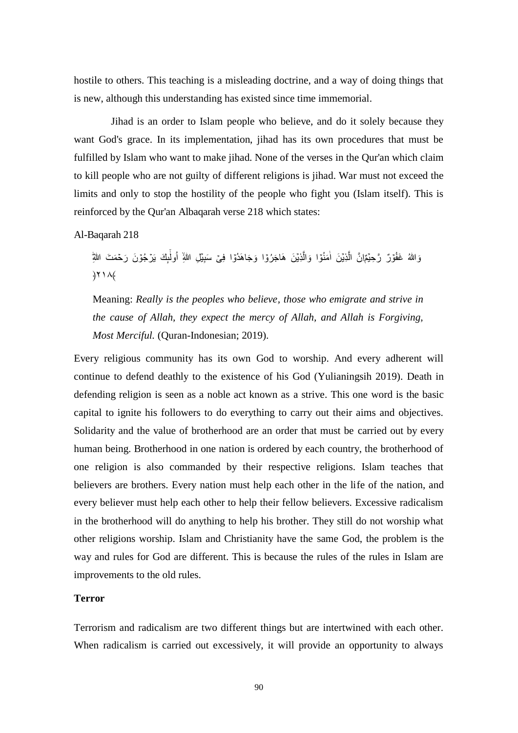hostile to others. This teaching is a misleading doctrine, and a way of doing things that is new, although this understanding has existed since time immemorial.

Jihad is an order to Islam people who believe, and do it solely because they want God's grace. In its implementation, jihad has its own procedures that must be fulfilled by Islam who want to make jihad. None of the verses in the Qur'an which claim to kill people who are not guilty of different religions is jihad. War must not exceed the limits and only to stop the hostility of the people who fight you (Islam itself). This is reinforced by the Qur'an Albaqarah verse 218 which states:

Al-Baqarah 218

إِنَّ الَّذِيْنَ اٰمَنُوْا وَالَّذِيْنَ هَاجَرُوْا وَجَاهَدُوْا فِيْ سَبِيْلِ اللّٰهِ ۙ اُولٰۤىِٕكَ يَرْجُوْنَ رَحْمَتَ اللّٰهِ ۗ وَاللّٰهُ غَفُوْرٌ رَّحِيْمٌ (٢١٨)

> Meaning: *Really is the peoples who believe, those who emigrate and strive in the cause of Allah, they expect the mercy of Allah, and Allah is Forgiving, Most Merciful.* (Quran-Indonesian; 2019).

Every religious community has its own God to worship. And every adherent will continue to defend deathly to the existence of his God (Yulianingsih 2019). Death in defending religion is seen as a noble act known as a strive. This one word is the basic capital to ignite his followers to do everything to carry out their aims and objectives. Solidarity and the value of brotherhood are an order that must be carried out by every human being. Brotherhood in one nation is ordered by each country, the brotherhood of one religion is also commanded by their respective religions. Islam teaches that believers are brothers. Every nation must help each other in the life of the nation, and every believer must help each other to help their fellow believers. Excessive radicalism in the brotherhood will do anything to help his brother. They still do not worship what other religions worship. Islam and Christianity have the same God, the problem is the way and rules for God are different. This is because the rules of the rules in Islam are improvements to the old rules.

**Terror**

Terrorism and radicalism are two different things but are intertwined with each other. When radicalism is carried out excessively, it will provide an opportunity to always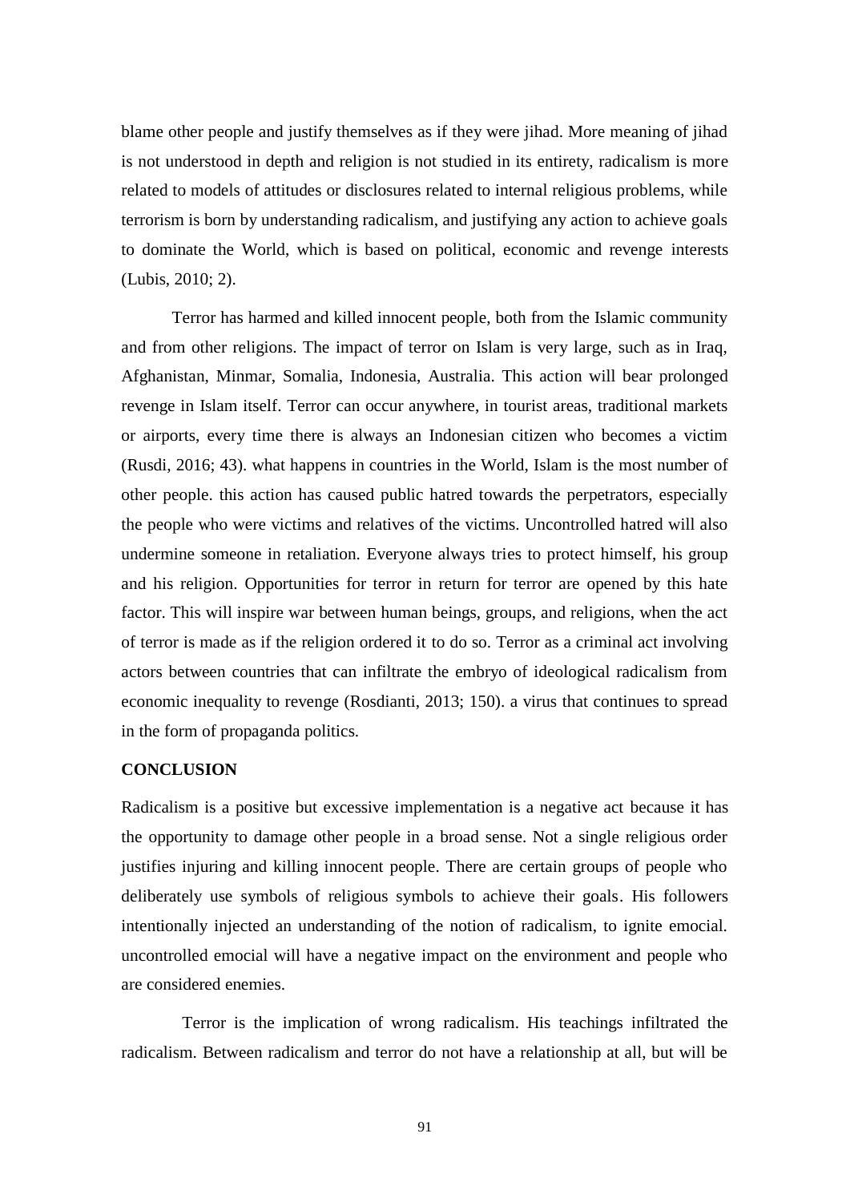blame other people and justify themselves as if they were jihad. More meaning of jihad is not understood in depth and religion is not studied in its entirety, radicalism is more related to models of attitudes or disclosures related to internal religious problems, while terrorism is born by understanding radicalism, and justifying any action to achieve goals to dominate the World, which is based on political, economic and revenge interests (Lubis, 2010; 2).

Terror has harmed and killed innocent people, both from the Islamic community and from other religions. The impact of terror on Islam is very large, such as in Iraq, Afghanistan, Minmar, Somalia, Indonesia, Australia. This action will bear prolonged revenge in Islam itself. Terror can occur anywhere, in tourist areas, traditional markets or airports, every time there is always an Indonesian citizen who becomes a victim (Rusdi, 2016; 43). what happens in countries in the World, Islam is the most number of other people. this action has caused public hatred towards the perpetrators, especially the people who were victims and relatives of the victims. Uncontrolled hatred will also undermine someone in retaliation. Everyone always tries to protect himself, his group and his religion. Opportunities for terror in return for terror are opened by this hate factor. This will inspire war between human beings, groups, and religions, when the act of terror is made as if the religion ordered it to do so. Terror as a criminal act involving actors between countries that can infiltrate the embryo of ideological radicalism from economic inequality to revenge (Rosdianti, 2013; 150). a virus that continues to spread in the form of propaganda politics.

## CONCLUSION

Radicalism is a positive but excessive implementation is a negative act because it has the opportunity to damage other people in a broad sense. Not a single religious order justifies injuring and killing innocent people. There are certain groups of people who deliberately use symbols of religious symbols to achieve their goals. His followers intentionally injected an understanding of the notion of radicalism, to ignite emocial. uncontrolled emocial will have a negative impact on the environment and people who are considered enemies.

Terror is the implication of wrong radicalism. His teachings infiltrated the radicalism. Between radicalism and terror do not have a relationship at all, but will be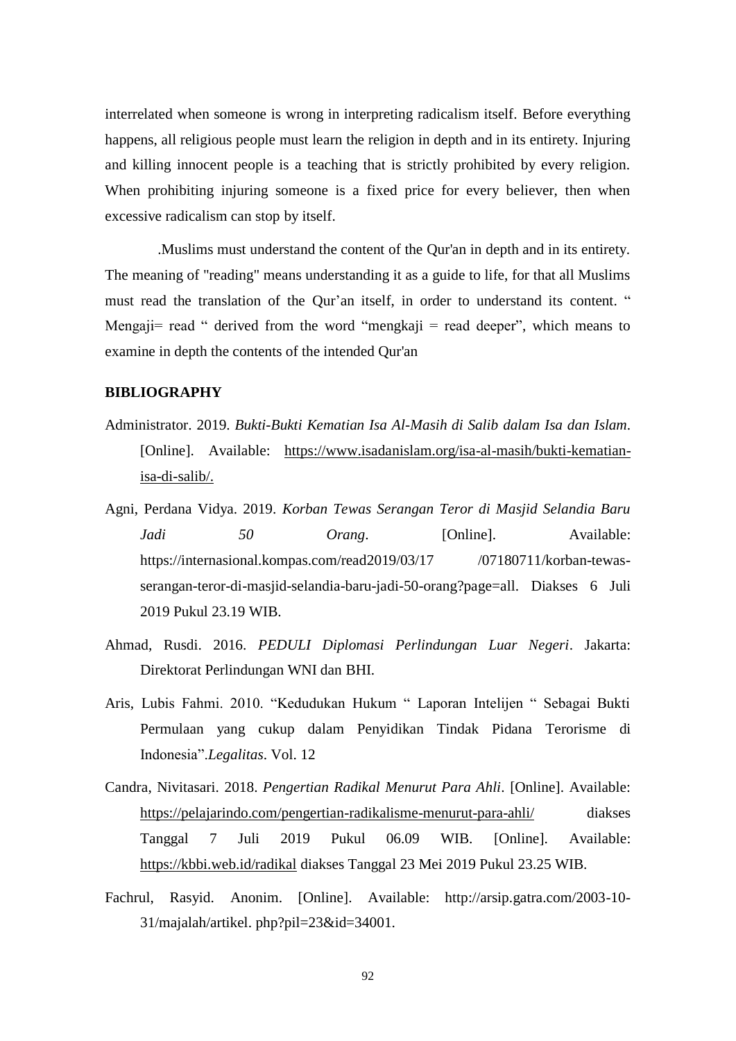interrelated when someone is wrong in interpreting radicalism itself. Before everything happens, all religious people must learn the religion in depth and in its entirety. Injuring and killing innocent people is a teaching that is strictly prohibited by every religion. When prohibiting injuring someone is a fixed price for every believer, then when excessive radicalism can stop by itself.

.Muslims must understand the content of the Qur'an in depth and in its entirety. The meaning of "reading" means understanding it as a guide to life, for that all Muslims must read the translation of the Qur'an itself, in order to understand its content. " Mengaji= read " derived from the word "mengkaji = read deeper", which means to examine in depth the contents of the intended Qur'an

**BIBLIOGRAPHY**

Administrator. 2019. *Bukti-Bukti Kematian Isa Al-Masih di Salib dalam Isa dan Islam*. [Online]. Available: https://www.isadanislam.org/isa-al-masih/bukti-kematian-isa-di-salib/.

Agni, Perdana Vidya. 2019. *Korban Tewas Serangan Teror di Masjid Selandia Baru Jadi 50 Orang*. [Online]. Available: https://internasional.kompas.com/read2019/03/17 /07180711/korban-tewas-serangan-teror-di-masjid-selandia-baru-jadi-50-orang?page=all. Diakses 6 Juli 2019 Pukul 23.19 WIB.

Ahmad, Rusdi. 2016. *PEDULI Diplomasi Perlindungan Luar Negeri*. Jakarta: Direktorat Perlindungan WNI dan BHI.

Aris, Lubis Fahmi. 2010. "Kedudukan Hukum " Laporan Intelijen " Sebagai Bukti Permulaan yang cukup dalam Penyidikan Tindak Pidana Terorisme di Indonesia".*Legalitas*. Vol. 12

Candra, Nivitasari. 2018. *Pengertian Radikal Menurut Para Ahli*. [Online]. Available: https://pelajarindo.com/pengertian-radikalisme-menurut-para-ahli/ diakses Tanggal 7 Juli 2019 Pukul 06.09 WIB. [Online]. Available: https://kbbi.web.id/radikal diakses Tanggal 23 Mei 2019 Pukul 23.25 WIB.

Fachrul, Rasyid. Anonim. [Online]. Available: http://arsip.gatra.com/2003-10-31/majalah/artikel. php?pil=23&id=34001.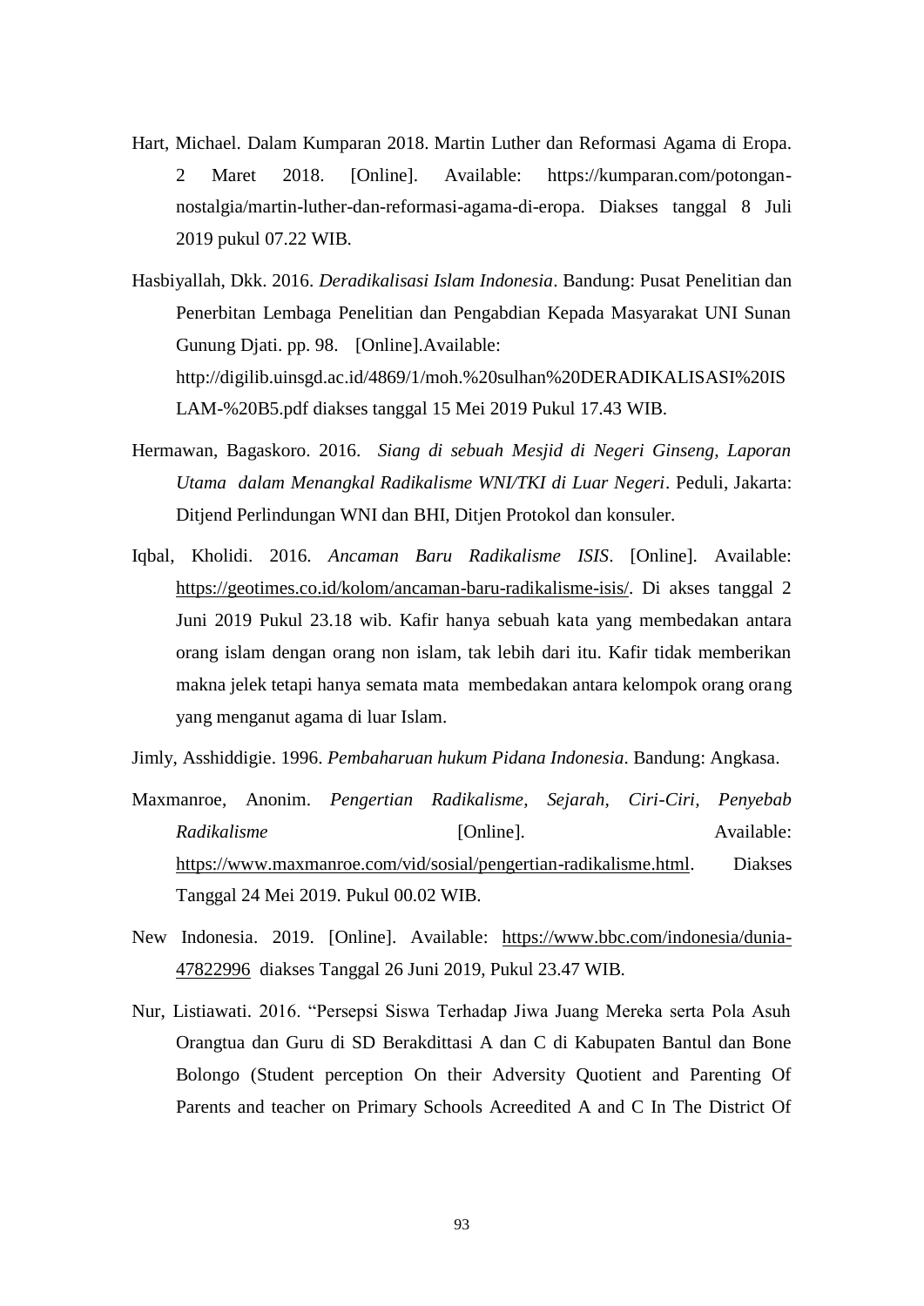Hart, Michael. Dalam Kumparan 2018. Martin Luther dan Reformasi Agama di Eropa. 2 Maret 2018. [Online]. Available: https://kumparan.com/potongan-nostalgia/martin-luther-dan-reformasi-agama-di-eropa. Diakses tanggal 8 Juli 2019 pukul 07.22 WIB.

Hasbiyallah, Dkk. 2016. *Deradikalisasi Islam Indonesia*. Bandung: Pusat Penelitian dan Penerbitan Lembaga Penelitian dan Pengabdian Kepada Masyarakat UNI Sunan Gunung Djati. pp. 98. [Online].Available: http://digilib.uinsgd.ac.id/4869/1/moh.%20sulhan%20DERADIKALISASI%20ISLAM-%20B5.pdf diakses tanggal 15 Mei 2019 Pukul 17.43 WIB.

Hermawan, Bagaskoro. 2016. *Siang di sebuah Mesjid di Negeri Ginseng, Laporan Utama dalam Menangkal Radikalisme WNI/TKI di Luar Negeri*. Peduli, Jakarta: Ditjend Perlindungan WNI dan BHI, Ditjen Protokol dan konsuler.

Iqbal, Kholidi. 2016. *Ancaman Baru Radikalisme ISIS*. [Online]. Available: https://geotimes.co.id/kolom/ancaman-baru-radikalisme-isis/. Di akses tanggal 2 Juni 2019 Pukul 23.18 wib. Kafir hanya sebuah kata yang membedakan antara orang islam dengan orang non islam, tak lebih dari itu. Kafir tidak memberikan makna jelek tetapi hanya semata mata membedakan antara kelompok orang orang yang menganut agama di luar Islam.

Jimly, Asshiddigie. 1996. *Pembaharuan hukum Pidana Indonesia*. Bandung: Angkasa.

Maxmanroe, Anonim. *Pengertian Radikalisme, Sejarah, Ciri-Ciri, Penyebab Radikalisme* [Online]. Available: https://www.maxmanroe.com/vid/sosial/pengertian-radikalisme.html. Diakses Tanggal 24 Mei 2019. Pukul 00.02 WIB.

New Indonesia. 2019. [Online]. Available: https://www.bbc.com/indonesia/dunia-47822996 diakses Tanggal 26 Juni 2019, Pukul 23.47 WIB.

Nur, Listiawati. 2016. "Persepsi Siswa Terhadap Jiwa Juang Mereka serta Pola Asuh Orangtua dan Guru di SD Berakdittasi A dan C di Kabupaten Bantul dan Bone Bolongo (Student perception On their Adversity Quotient and Parenting Of Parents and teacher on Primary Schools Acreedited A and C In The District Of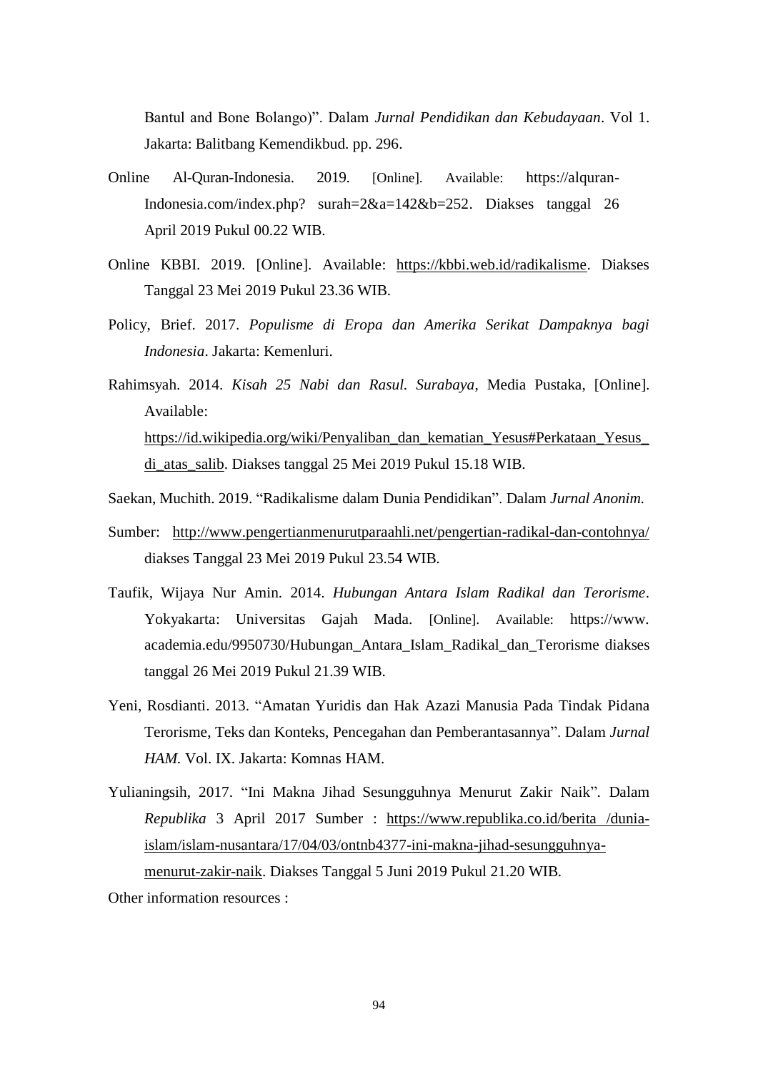Bantul and Bone Bolango)". Dalam *Jurnal Pendidikan dan Kebudayaan*. Vol 1. Jakarta: Balitbang Kemendikbud. pp. 296.

Online Al-Quran-Indonesia. 2019. [Online]. Available: https://alquran-Indonesia.com/index.php? surah=2&a=142&b=252. Diakses tanggal 26 April 2019 Pukul 00.22 WIB.

Online KBBI. 2019. [Online]. Available: https://kbbi.web.id/radikalisme. Diakses Tanggal 23 Mei 2019 Pukul 23.36 WIB.

Policy, Brief. 2017. *Populisme di Eropa dan Amerika Serikat Dampaknya bagi Indonesia*. Jakarta: Kemenluri.

Rahimsyah. 2014. *Kisah 25 Nabi dan Rasul. Surabaya*, Media Pustaka, [Online]. Available: https://id.wikipedia.org/wiki/Penyaliban_dan_kematian_Yesus#Perkataan_Yesus_di_atas_salib. Diakses tanggal 25 Mei 2019 Pukul 15.18 WIB.

Saekan, Muchith. 2019. "Radikalisme dalam Dunia Pendidikan". Dalam *Jurnal Anonim.*

Sumber: http://www.pengertianmenurutparaahli.net/pengertian-radikal-dan-contohnya/ diakses Tanggal 23 Mei 2019 Pukul 23.54 WIB.

Taufik, Wijaya Nur Amin. 2014. *Hubungan Antara Islam Radikal dan Terorisme*. Yokyakarta: Universitas Gajah Mada. [Online]. Available: https://www. academia.edu/9950730/Hubungan_Antara_Islam_Radikal_dan_Terorisme diakses tanggal 26 Mei 2019 Pukul 21.39 WIB.

Yeni, Rosdianti. 2013. "Amatan Yuridis dan Hak Azazi Manusia Pada Tindak Pidana Terorisme, Teks dan Konteks, Pencegahan dan Pemberantasannya". Dalam *Jurnal HAM.* Vol. IX. Jakarta: Komnas HAM.

Yulianingsih, 2017. "Ini Makna Jihad Sesungguhnya Menurut Zakir Naik". Dalam *Republika* 3 April 2017 Sumber : https://www.republika.co.id/berita /dunia-islam/islam-nusantara/17/04/03/ontnb4377-ini-makna-jihad-sesungguhnya-menurut-zakir-naik. Diakses Tanggal 5 Juni 2019 Pukul 21.20 WIB.

Other information resources :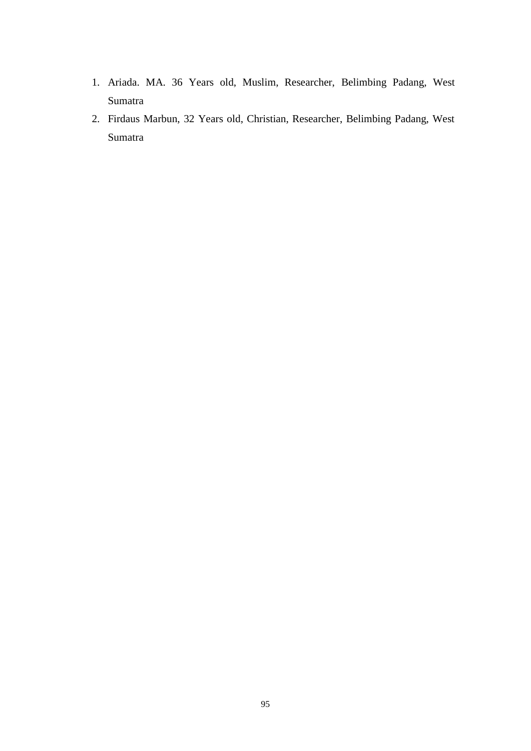1. Ariada. MA. 36 Years old, Muslim, Researcher, Belimbing Padang, West Sumatra
2. Firdaus Marbun, 32 Years old, Christian, Researcher, Belimbing Padang, West Sumatra